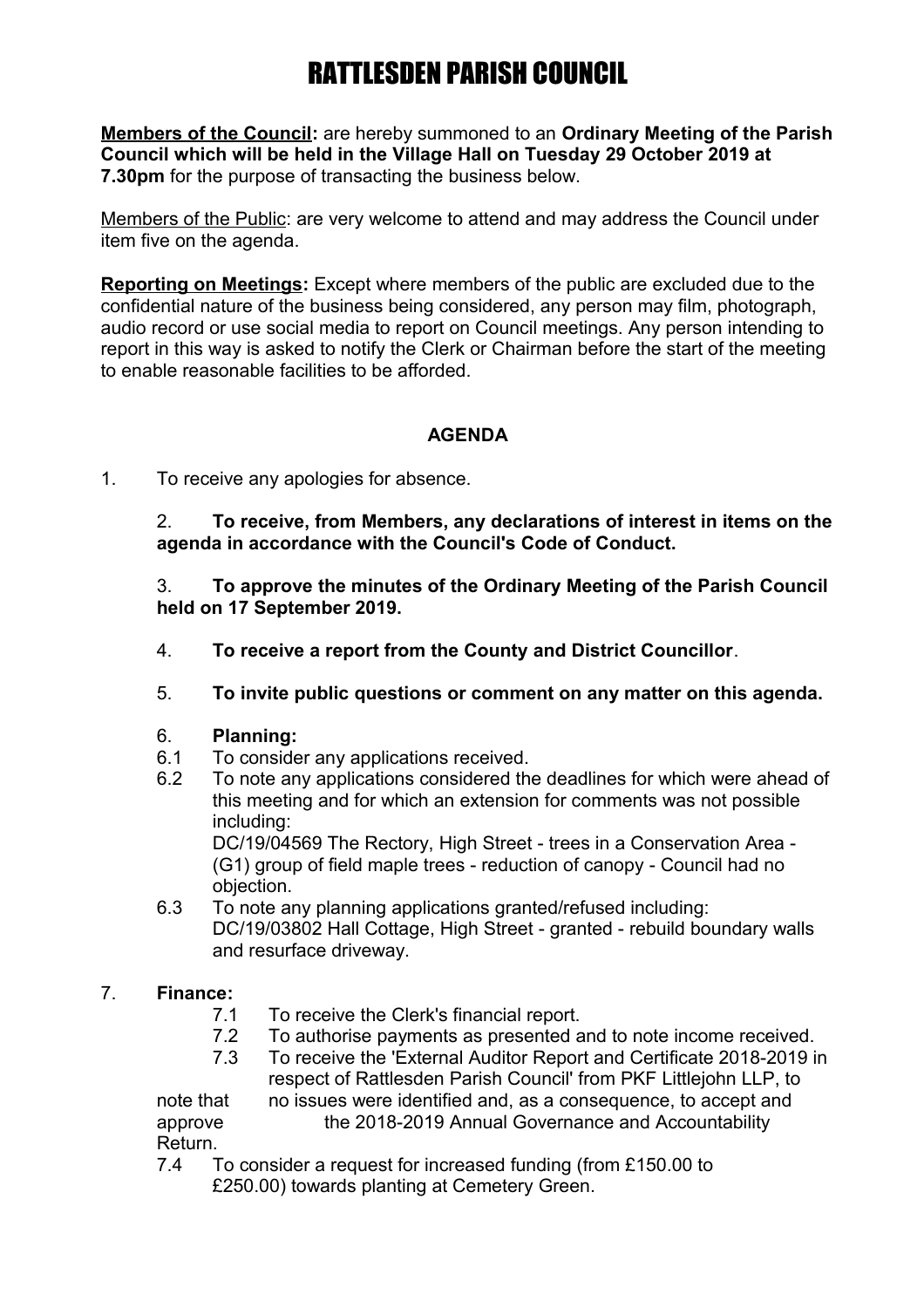# RATTLESDEN PARISH COUNCIL

**Members of the Council:** are hereby summoned to an **Ordinary Meeting of the Parish Council which will be held in the Village Hall on Tuesday 29 October 2019 at 7.30pm** for the purpose of transacting the business below.

Members of the Public: are very welcome to attend and may address the Council under item five on the agenda.

**Reporting on Meetings:** Except where members of the public are excluded due to the confidential nature of the business being considered, any person may film, photograph, audio record or use social media to report on Council meetings. Any person intending to report in this way is asked to notify the Clerk or Chairman before the start of the meeting to enable reasonable facilities to be afforded.

## AGENDA

1. To receive any apologies for absence.

2. **To receive, from Members, any declarations of interest in items on the agenda in accordance with the Council's Code of Conduct.**

3. **To approve the minutes of the Ordinary Meeting of the Parish Council held on 17 September 2019.**

4. **To receive a report from the County and District Councillor**.

5. **To invite public questions or comment on any matter on this agenda.**

6. **Planning:**
   - 6.1 To consider any applications received.
   - 6.2 To note any applications considered the deadlines for which were ahead of this meeting and for which an extension for comments was not possible including:
     DC/19/04569 The Rectory, High Street - trees in a Conservation Area - (G1) group of field maple trees - reduction of canopy - Council had no objection.
   - 6.3 To note any planning applications granted/refused including:
     DC/19/03802 Hall Cottage, High Street - granted - rebuild boundary walls and resurface driveway.

7. **Finance:**
   - 7.1 To receive the Clerk's financial report.
   - 7.2 To authorise payments as presented and to note income received.
   - 7.3 To receive the 'External Auditor Report and Certificate 2018-2019 in respect of Rattlesden Parish Council' from PKF Littlejohn LLP, to note that no issues were identified and, as a consequence, to accept and approve the 2018-2019 Annual Governance and Accountability Return.
   - 7.4 To consider a request for increased funding (from £150.00 to £250.00) towards planting at Cemetery Green.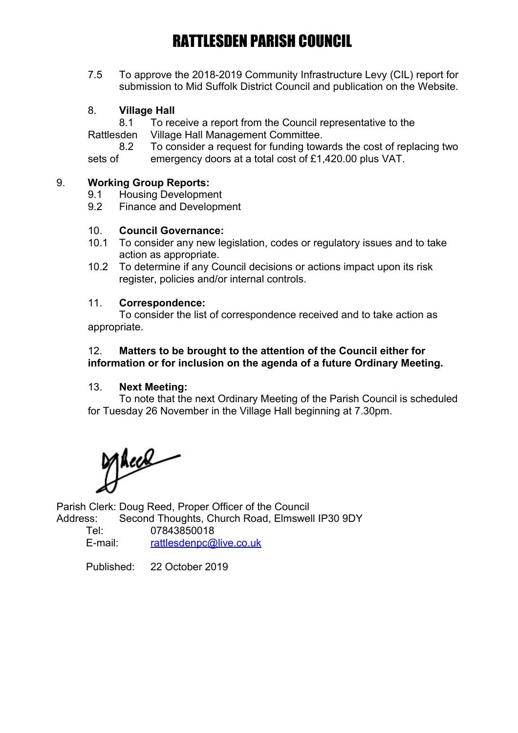# RATTLESDEN PARISH COUNCIL

7.5 To approve the 2018-2019 Community Infrastructure Levy (CIL) report for submission to Mid Suffolk District Council and publication on the Website.

8. **Village Hall**

8.1 To receive a report from the Council representative to the Rattlesden Village Hall Management Committee.

8.2 To consider a request for funding towards the cost of replacing two sets of emergency doors at a total cost of £1,420.00 plus VAT.

9. **Working Group Reports:**

9.1 Housing Development

9.2 Finance and Development

10. **Council Governance:**

10.1 To consider any new legislation, codes or regulatory issues and to take action as appropriate.

10.2 To determine if any Council decisions or actions impact upon its risk register, policies and/or internal controls.

11. **Correspondence:**

To consider the list of correspondence received and to take action as appropriate.

12. **Matters to be brought to the attention of the Council either for information or for inclusion on the agenda of a future Ordinary Meeting.**

13. **Next Meeting:**

To note that the next Ordinary Meeting of the Parish Council is scheduled for Tuesday 26 November in the Village Hall beginning at 7.30pm.

Parish Clerk: Doug Reed, Proper Officer of the Council
Address: Second Thoughts, Church Road, Elmswell IP30 9DY
Tel: 07843850018
E-mail: rattlesdenpc@live.co.uk

Published: 22 October 2019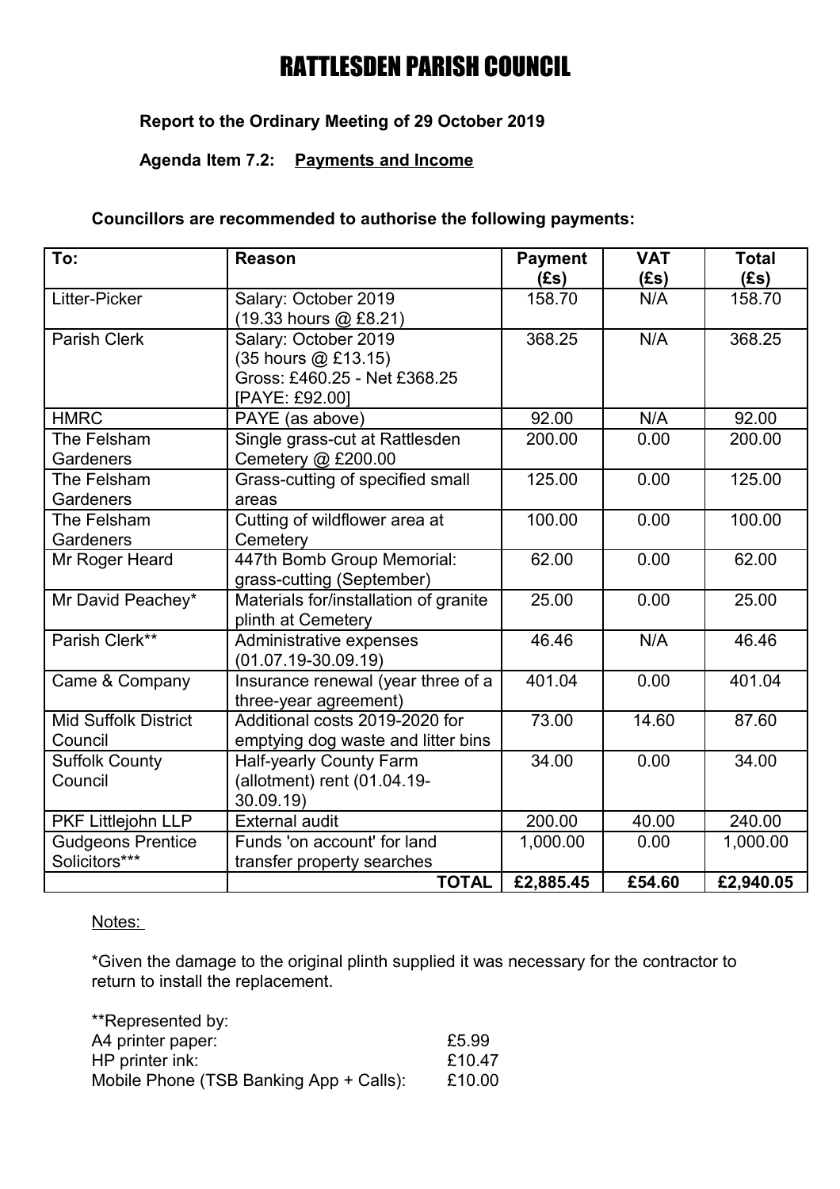# RATTLESDEN PARISH COUNCIL

**Report to the Ordinary Meeting of 29 October 2019**

**Agenda Item 7.2: Payments and Income**

**Councillors are recommended to authorise the following payments:**

| To: | Reason | Payment (£s) | VAT (£s) | Total (£s) |
|---|---|---|---|---|
| Litter-Picker | Salary: October 2019 (19.33 hours @ £8.21) | 158.70 | N/A | 158.70 |
| Parish Clerk | Salary: October 2019 (35 hours @ £13.15) Gross: £460.25 - Net £368.25 [PAYE: £92.00] | 368.25 | N/A | 368.25 |
| HMRC | PAYE (as above) | 92.00 | N/A | 92.00 |
| The Felsham Gardeners | Single grass-cut at Rattlesden Cemetery @ £200.00 | 200.00 | 0.00 | 200.00 |
| The Felsham Gardeners | Grass-cutting of specified small areas | 125.00 | 0.00 | 125.00 |
| The Felsham Gardeners | Cutting of wildflower area at Cemetery | 100.00 | 0.00 | 100.00 |
| Mr Roger Heard | 447th Bomb Group Memorial: grass-cutting (September) | 62.00 | 0.00 | 62.00 |
| Mr David Peachey* | Materials for/installation of granite plinth at Cemetery | 25.00 | 0.00 | 25.00 |
| Parish Clerk** | Administrative expenses (01.07.19-30.09.19) | 46.46 | N/A | 46.46 |
| Came & Company | Insurance renewal (year three of a three-year agreement) | 401.04 | 0.00 | 401.04 |
| Mid Suffolk District Council | Additional costs 2019-2020 for emptying dog waste and litter bins | 73.00 | 14.60 | 87.60 |
| Suffolk County Council | Half-yearly County Farm (allotment) rent (01.04.19-30.09.19) | 34.00 | 0.00 | 34.00 |
| PKF Littlejohn LLP | External audit | 200.00 | 40.00 | 240.00 |
| Gudgeons Prentice Solicitors*** | Funds 'on account' for land transfer property searches | 1,000.00 | 0.00 | 1,000.00 |
| | **TOTAL** | **£2,885.45** | **£54.60** | **£2,940.05** |

Notes:

*Given the damage to the original plinth supplied it was necessary for the contractor to return to install the replacement.

**Represented by:

| | |
|---|---|
| A4 printer paper: | £5.99 |
| HP printer ink: | £10.47 |
| Mobile Phone (TSB Banking App + Calls): | £10.00 |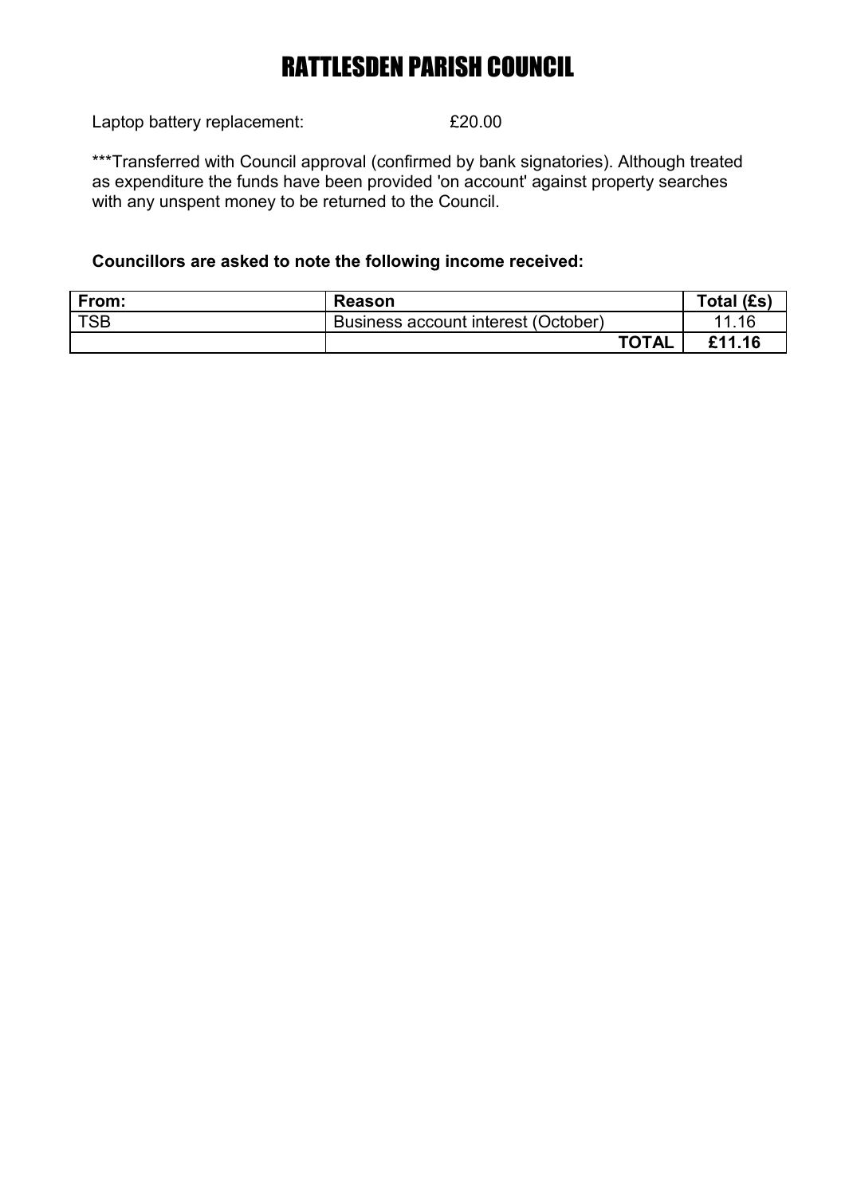# RATTLESDEN PARISH COUNCIL

Laptop battery replacement: £20.00

***Transferred with Council approval (confirmed by bank signatories). Although treated as expenditure the funds have been provided 'on account' against property searches with any unspent money to be returned to the Council.

**Councillors are asked to note the following income received:**

| From: | Reason | Total (£s) |
|---|---|---|
| TSB | Business account interest (October) | 11.16 |
| | **TOTAL** | **£11.16** |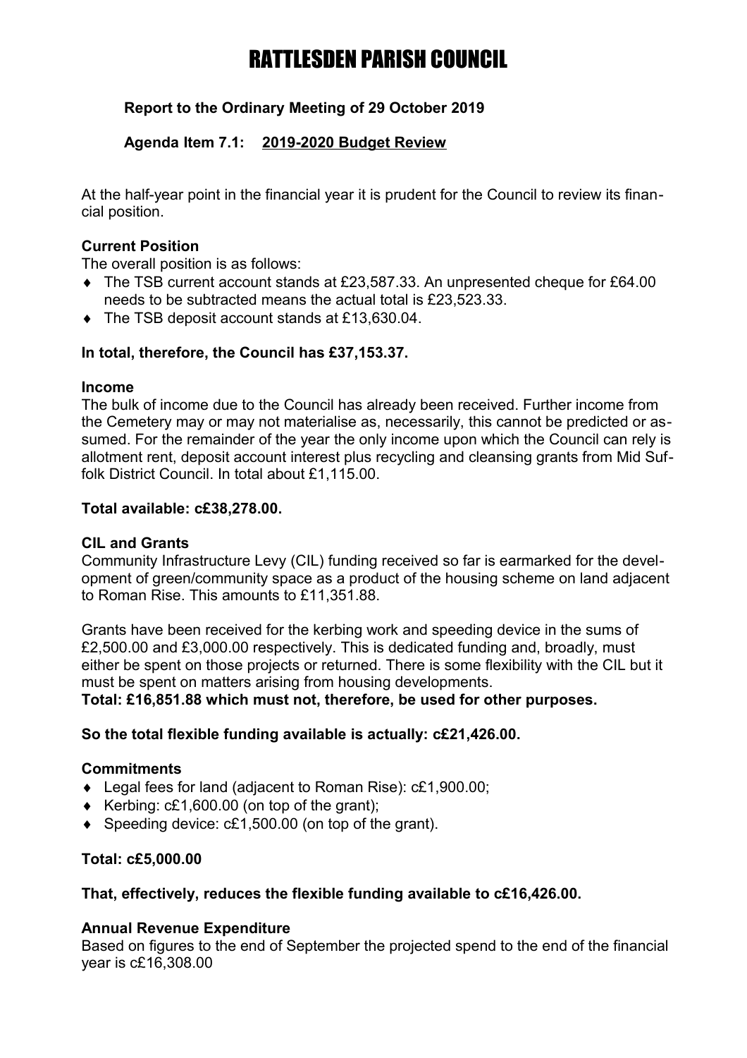# RATTLESDEN PARISH COUNCIL

**Report to the Ordinary Meeting of 29 October 2019**

**Agenda Item 7.1: <u>2019-2020 Budget Review</u>**

At the half-year point in the financial year it is prudent for the Council to review its financial position.

### Current Position

The overall position is as follows:

- The TSB current account stands at £23,587.33. An unpresented cheque for £64.00 needs to be subtracted means the actual total is £23,523.33.
- The TSB deposit account stands at £13,630.04.

**In total, therefore, the Council has £37,153.37.**

### Income

The bulk of income due to the Council has already been received. Further income from the Cemetery may or may not materialise as, necessarily, this cannot be predicted or assumed. For the remainder of the year the only income upon which the Council can rely is allotment rent, deposit account interest plus recycling and cleansing grants from Mid Suffolk District Council. In total about £1,115.00.

**Total available: c£38,278.00.**

### CIL and Grants

Community Infrastructure Levy (CIL) funding received so far is earmarked for the development of green/community space as a product of the housing scheme on land adjacent to Roman Rise. This amounts to £11,351.88.

Grants have been received for the kerbing work and speeding device in the sums of £2,500.00 and £3,000.00 respectively. This is dedicated funding and, broadly, must either be spent on those projects or returned. There is some flexibility with the CIL but it must be spent on matters arising from housing developments.

**Total: £16,851.88 which must not, therefore, be used for other purposes.**

**So the total flexible funding available is actually: c£21,426.00.**

### Commitments

- Legal fees for land (adjacent to Roman Rise): c£1,900.00;
- Kerbing: c£1,600.00 (on top of the grant);
- Speeding device: c£1,500.00 (on top of the grant).

**Total: c£5,000.00**

**That, effectively, reduces the flexible funding available to c£16,426.00.**

### Annual Revenue Expenditure

Based on figures to the end of September the projected spend to the end of the financial year is c£16,308.00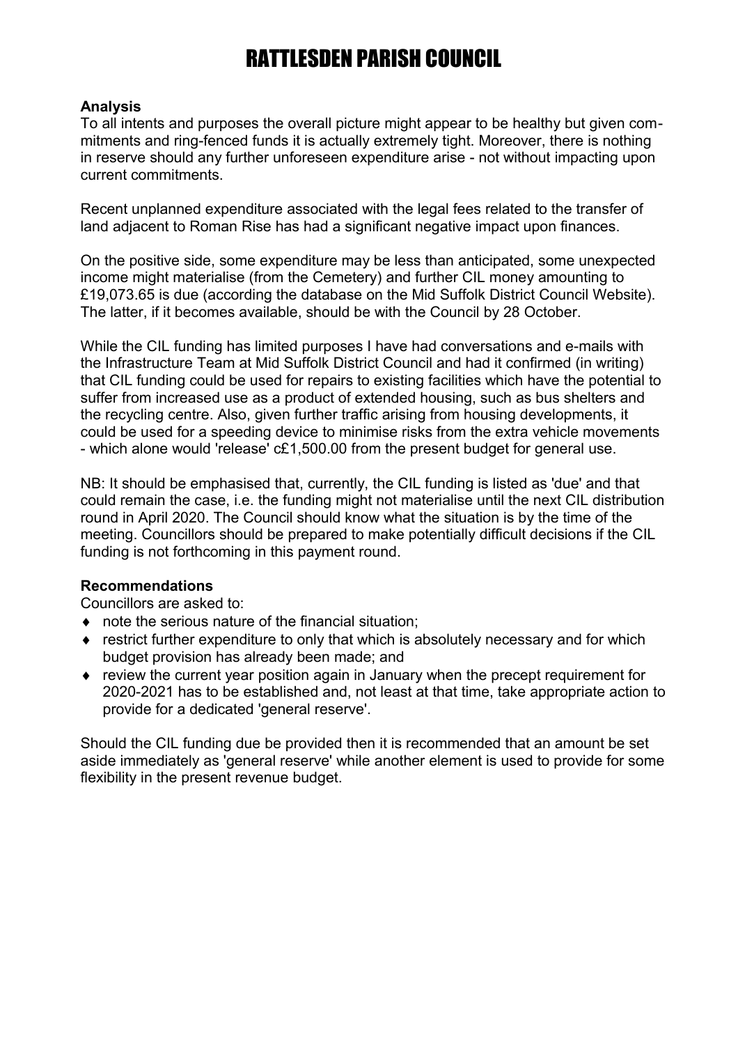# RATTLESDEN PARISH COUNCIL

**Analysis**

To all intents and purposes the overall picture might appear to be healthy but given commitments and ring-fenced funds it is actually extremely tight. Moreover, there is nothing in reserve should any further unforeseen expenditure arise - not without impacting upon current commitments.

Recent unplanned expenditure associated with the legal fees related to the transfer of land adjacent to Roman Rise has had a significant negative impact upon finances.

On the positive side, some expenditure may be less than anticipated, some unexpected income might materialise (from the Cemetery) and further CIL money amounting to £19,073.65 is due (according the database on the Mid Suffolk District Council Website). The latter, if it becomes available, should be with the Council by 28 October.

While the CIL funding has limited purposes I have had conversations and e-mails with the Infrastructure Team at Mid Suffolk District Council and had it confirmed (in writing) that CIL funding could be used for repairs to existing facilities which have the potential to suffer from increased use as a product of extended housing, such as bus shelters and the recycling centre. Also, given further traffic arising from housing developments, it could be used for a speeding device to minimise risks from the extra vehicle movements - which alone would 'release' c£1,500.00 from the present budget for general use.

NB: It should be emphasised that, currently, the CIL funding is listed as 'due' and that could remain the case, i.e. the funding might not materialise until the next CIL distribution round in April 2020. The Council should know what the situation is by the time of the meeting. Councillors should be prepared to make potentially difficult decisions if the CIL funding is not forthcoming in this payment round.

**Recommendations**

Councillors are asked to:

- note the serious nature of the financial situation;
- restrict further expenditure to only that which is absolutely necessary and for which budget provision has already been made; and
- review the current year position again in January when the precept requirement for 2020-2021 has to be established and, not least at that time, take appropriate action to provide for a dedicated 'general reserve'.

Should the CIL funding due be provided then it is recommended that an amount be set aside immediately as 'general reserve' while another element is used to provide for some flexibility in the present revenue budget.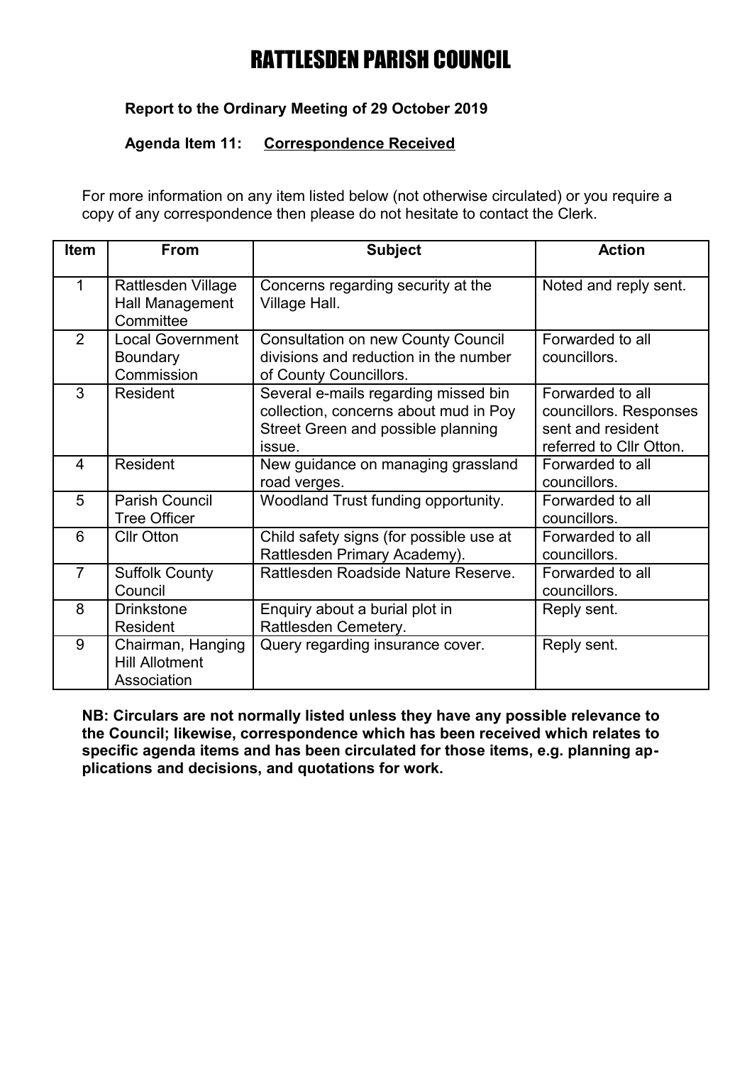# RATTLESDEN PARISH COUNCIL

**Report to the Ordinary Meeting of 29 October 2019**

**Agenda Item 11: Correspondence Received**

For more information on any item listed below (not otherwise circulated) or you require a copy of any correspondence then please do not hesitate to contact the Clerk.

| Item | From | Subject | Action |
|---|---|---|---|
| 1 | Rattlesden Village Hall Management Committee | Concerns regarding security at the Village Hall. | Noted and reply sent. |
| 2 | Local Government Boundary Commission | Consultation on new County Council divisions and reduction in the number of County Councillors. | Forwarded to all councillors. |
| 3 | Resident | Several e-mails regarding missed bin collection, concerns about mud in Poy Street Green and possible planning issue. | Forwarded to all councillors. Responses sent and resident referred to Cllr Otton. |
| 4 | Resident | New guidance on managing grassland road verges. | Forwarded to all councillors. |
| 5 | Parish Council Tree Officer | Woodland Trust funding opportunity. | Forwarded to all councillors. |
| 6 | Cllr Otton | Child safety signs (for possible use at Rattlesden Primary Academy). | Forwarded to all councillors. |
| 7 | Suffolk County Council | Rattlesden Roadside Nature Reserve. | Forwarded to all councillors. |
| 8 | Drinkstone Resident | Enquiry about a burial plot in Rattlesden Cemetery. | Reply sent. |
| 9 | Chairman, Hanging Hill Allotment Association | Query regarding insurance cover. | Reply sent. |

**NB: Circulars are not normally listed unless they have any possible relevance to the Council; likewise, correspondence which has been received which relates to specific agenda items and has been circulated for those items, e.g. planning applications and decisions, and quotations for work.**